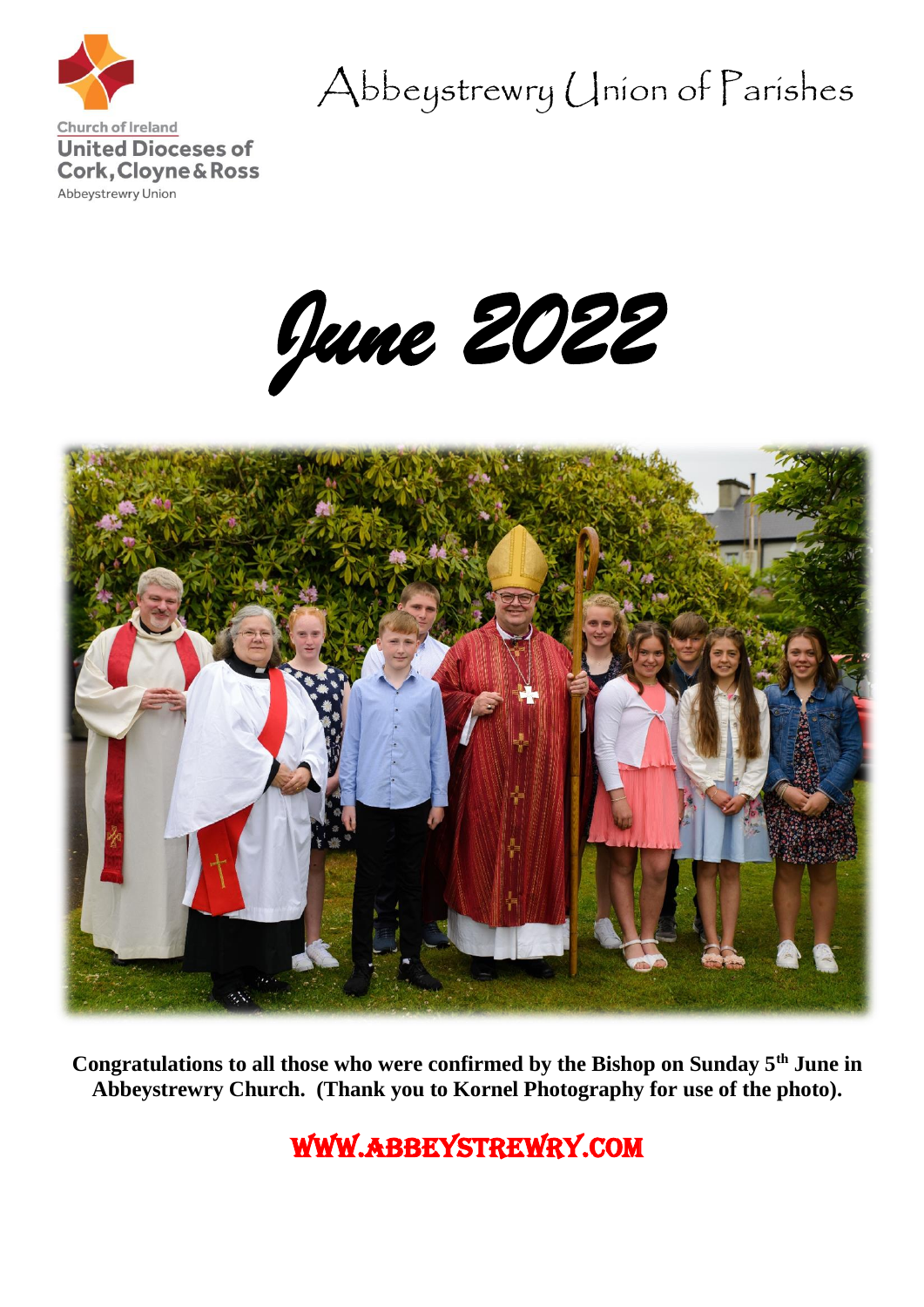Church of Ireland
United Dioceses of Cork, Cloyne & Ross
Abbeystrewry Union

# Abbeystrewry Union of Parishes

# *June 2022*

**Congratulations to all those who were confirmed by the Bishop on Sunday 5th June in Abbeystrewry Church. (Thank you to Kornel Photography for use of the photo).**

WWW.ABBEYSTREWRY.COM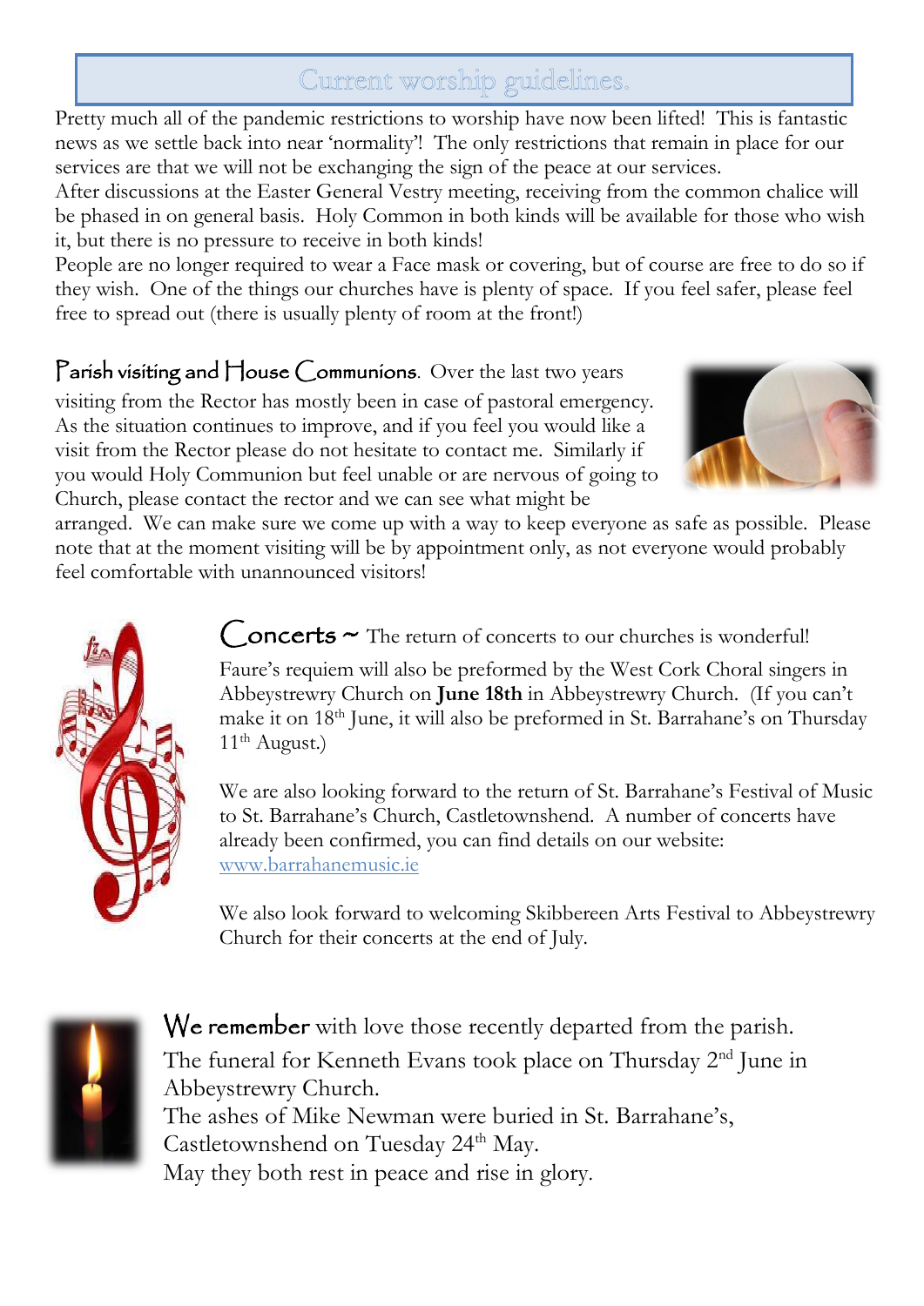## Current worship guidelines.

Pretty much all of the pandemic restrictions to worship have now been lifted! This is fantastic news as we settle back into near 'normality'! The only restrictions that remain in place for our services are that we will not be exchanging the sign of the peace at our services.

After discussions at the Easter General Vestry meeting, receiving from the common chalice will be phased in on general basis. Holy Common in both kinds will be available for those who wish it, but there is no pressure to receive in both kinds!

People are no longer required to wear a Face mask or covering, but of course are free to do so if they wish. One of the things our churches have is plenty of space. If you feel safer, please feel free to spread out (there is usually plenty of room at the front!)

**Parish visiting and House Communions**. Over the last two years visiting from the Rector has mostly been in case of pastoral emergency. As the situation continues to improve, and if you feel you would like a visit from the Rector please do not hesitate to contact me. Similarly if you would Holy Communion but feel unable or are nervous of going to Church, please contact the rector and we can see what might be arranged. We can make sure we come up with a way to keep everyone as safe as possible. Please note that at the moment visiting will be by appointment only, as not everyone would probably feel comfortable with unannounced visitors!

**Concerts** ~ The return of concerts to our churches is wonderful!

Faure's requiem will also be preformed by the West Cork Choral singers in Abbeystrewry Church on **June 18th** in Abbeystrewry Church. (If you can't make it on 18th June, it will also be preformed in St. Barrahane's on Thursday 11th August.)

We are also looking forward to the return of St. Barrahane's Festival of Music to St. Barrahane's Church, Castletownshend. A number of concerts have already been confirmed, you can find details on our website: www.barrahanemusic.ie

We also look forward to welcoming Skibbereen Arts Festival to Abbeystrewry Church for their concerts at the end of July.

**We remember** with love those recently departed from the parish.
The funeral for Kenneth Evans took place on Thursday 2nd June in Abbeystrewry Church.
The ashes of Mike Newman were buried in St. Barrahane's, Castletownshend on Tuesday 24th May.
May they both rest in peace and rise in glory.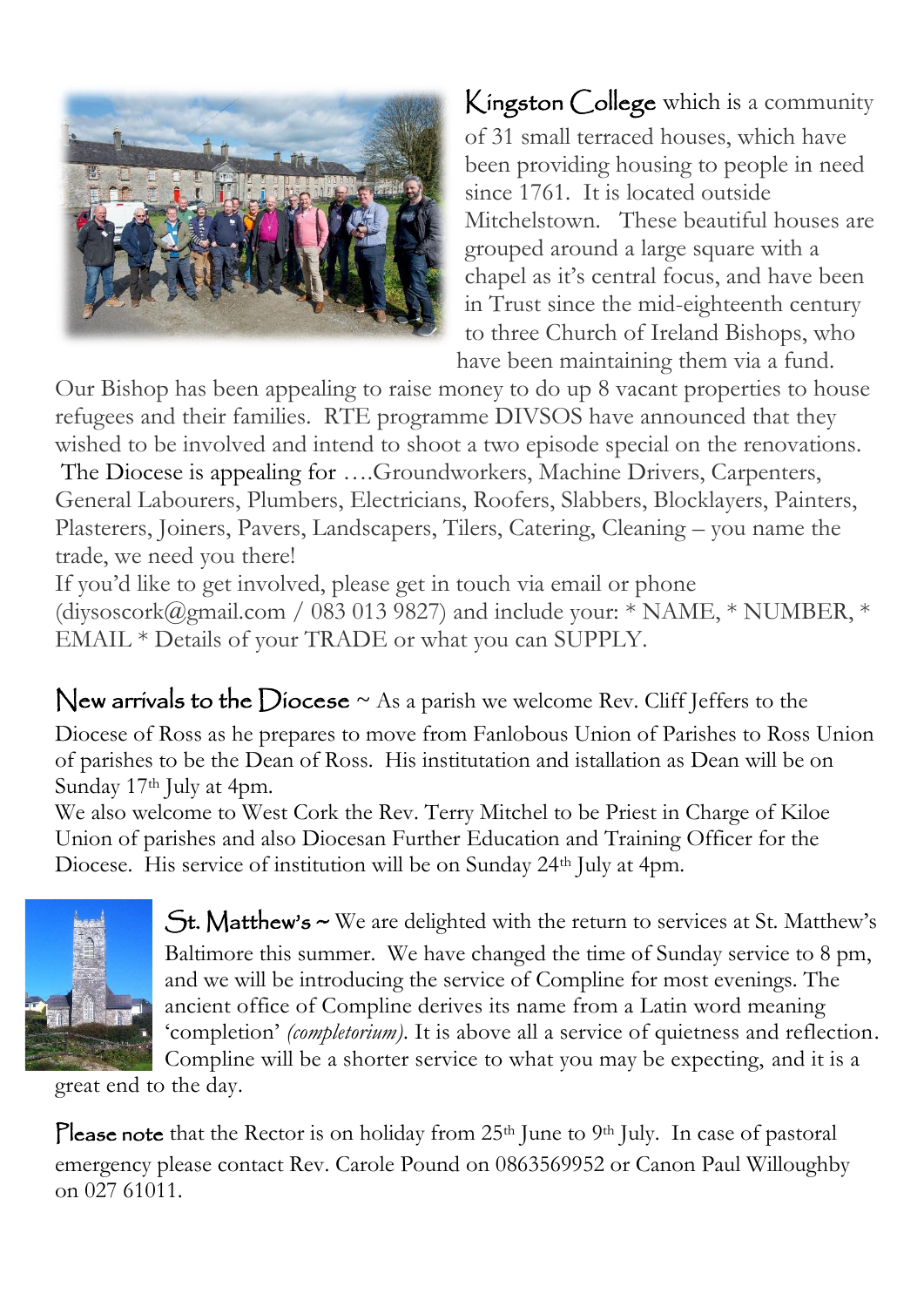**Kingston College** which is a community of 31 small terraced houses, which have been providing housing to people in need since 1761. It is located outside Mitchelstown. These beautiful houses are grouped around a large square with a chapel as it's central focus, and have been in Trust since the mid-eighteenth century to three Church of Ireland Bishops, who have been maintaining them via a fund. Our Bishop has been appealing to raise money to do up 8 vacant properties to house refugees and their families. RTE programme DIVSOS have announced that they wished to be involved and intend to shoot a two episode special on the renovations. The Diocese is appealing for ….Groundworkers, Machine Drivers, Carpenters, General Labourers, Plumbers, Electricians, Roofers, Slabbers, Blocklayers, Painters, Plasterers, Joiners, Pavers, Landscapers, Tilers, Catering, Cleaning – you name the trade, we need you there!

If you'd like to get involved, please get in touch via email or phone (diysoscork@gmail.com / 083 013 9827) and include your: * NAME, * NUMBER, * EMAIL * Details of your TRADE or what you can SUPPLY.

**New arrivals to the Diocese** ~ As a parish we welcome Rev. Cliff Jeffers to the Diocese of Ross as he prepares to move from Fanlobous Union of Parishes to Ross Union of parishes to be the Dean of Ross. His institutation and istallation as Dean will be on Sunday 17th July at 4pm.

We also welcome to West Cork the Rev. Terry Mitchel to be Priest in Charge of Kiloe Union of parishes and also Diocesan Further Education and Training Officer for the Diocese. His service of institution will be on Sunday 24th July at 4pm.

**St. Matthew's** ~ We are delighted with the return to services at St. Matthew's Baltimore this summer. We have changed the time of Sunday service to 8 pm, and we will be introducing the service of Compline for most evenings. The ancient office of Compline derives its name from a Latin word meaning 'completion' *(completorium)*. It is above all a service of quietness and reflection. Compline will be a shorter service to what you may be expecting, and it is a great end to the day.

**Please note** that the Rector is on holiday from 25th June to 9th July. In case of pastoral emergency please contact Rev. Carole Pound on 0863569952 or Canon Paul Willoughby on 027 61011.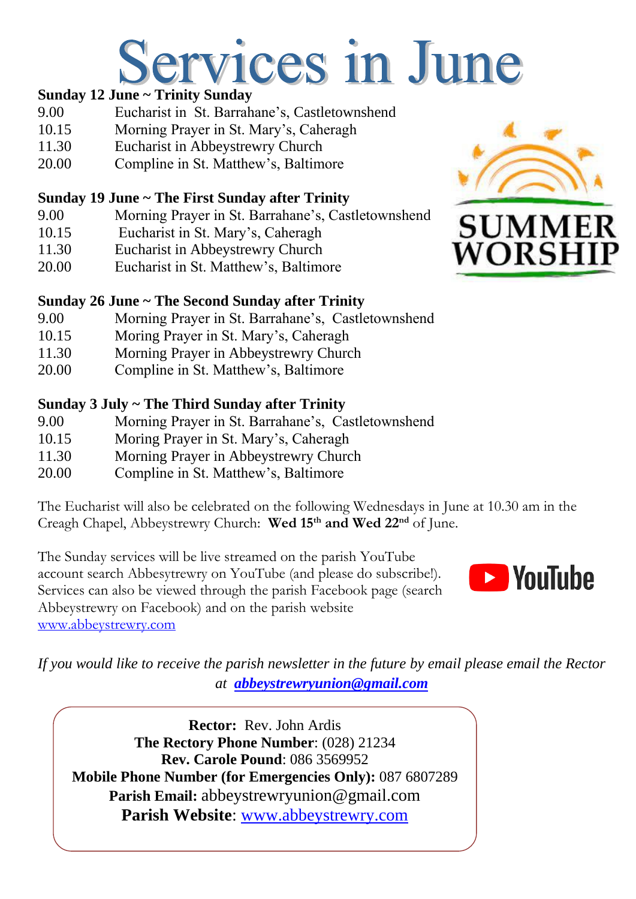# Services in June

**Sunday 12 June ~ Trinity Sunday**

9.00 Eucharist in St. Barrahane's, Castletownshend
10.15 Morning Prayer in St. Mary's, Caheragh
11.30 Eucharist in Abbeystrewry Church
20.00 Compline in St. Matthew's, Baltimore

**Sunday 19 June ~ The First Sunday after Trinity**

9.00 Morning Prayer in St. Barrahane's, Castletownshend
10.15 Eucharist in St. Mary's, Caheragh
11.30 Eucharist in Abbeystrewry Church
20.00 Eucharist in St. Matthew's, Baltimore

SUMMER WORSHIP

**Sunday 26 June ~ The Second Sunday after Trinity**

9.00 Morning Prayer in St. Barrahane's, Castletownshend
10.15 Moring Prayer in St. Mary's, Caheragh
11.30 Morning Prayer in Abbeystrewry Church
20.00 Compline in St. Matthew's, Baltimore

**Sunday 3 July ~ The Third Sunday after Trinity**

9.00 Morning Prayer in St. Barrahane's, Castletownshend
10.15 Moring Prayer in St. Mary's, Caheragh
11.30 Morning Prayer in Abbeystrewry Church
20.00 Compline in St. Matthew's, Baltimore

The Eucharist will also be celebrated on the following Wednesdays in June at 10.30 am in the Creagh Chapel, Abbeystrewry Church: **Wed 15th and Wed 22nd** of June.

The Sunday services will be live streamed on the parish YouTube account search Abbesytrewry on YouTube (and please do subscribe!). Services can also be viewed through the parish Facebook page (search Abbeystrewry on Facebook) and on the parish website www.abbeystrewry.com

*If you would like to receive the parish newsletter in the future by email please email the Rector at **abbeystrewryunion@gmail.com***

**Rector:** Rev. John Ardis
**The Rectory Phone Number**: (028) 21234
**Rev. Carole Pound**: 086 3569952
**Mobile Phone Number (for Emergencies Only):** 087 6807289
**Parish Email:** abbeystrewryunion@gmail.com
**Parish Website**: www.abbeystrewry.com